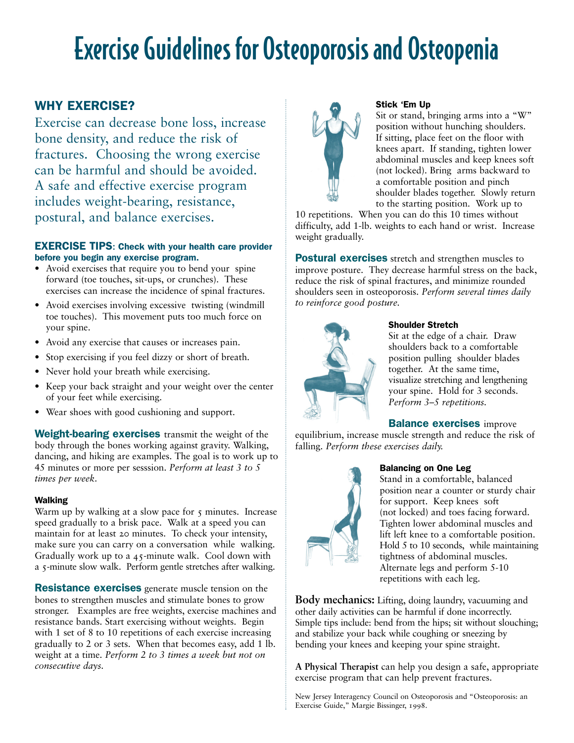# Exercise Guidelines for Osteoporosis and Osteopenia

## WHY EXERCISE?

Exercise can decrease bone loss, increase bone density, and reduce the risk of fractures. Choosing the wrong exercise can be harmful and should be avoided. A safe and effective exercise program includes weight-bearing, resistance, postural, and balance exercises.

### EXERCISE TIPS: Check with your health care provider before you begin any exercise program.

- Avoid exercises that require you to bend your spine forward (toe touches, sit-ups, or crunches). These exercises can increase the incidence of spinal fractures.
- Avoid exercises involving excessive twisting (windmill toe touches). This movement puts too much force on your spine.
- Avoid any exercise that causes or increases pain.
- Stop exercising if you feel dizzy or short of breath.
- Never hold your breath while exercising.
- Keep your back straight and your weight over the center of your feet while exercising.
- Wear shoes with good cushioning and support.

**Weight-bearing exercises** transmit the weight of the body through the bones working against gravity. Walking, dancing, and hiking are examples. The goal is to work up to 45 minutes or more per sesssion. *Perform at least 3 to 5 times per week.*

#### Walking

Warm up by walking at a slow pace for 5 minutes. Increase speed gradually to a brisk pace. Walk at a speed you can maintain for at least 20 minutes. To check your intensity, make sure you can carry on a conversation while walking. Gradually work up to a 45-minute walk. Cool down with a 5-minute slow walk. Perform gentle stretches after walking.

**Resistance exercises** generate muscle tension on the bones to strengthen muscles and stimulate bones to grow stronger. Examples are free weights, exercise machines and resistance bands. Start exercising without weights. Begin with 1 set of 8 to 10 repetitions of each exercise increasing gradually to 2 or 3 sets. When that becomes easy, add 1 lb. weight at a time. *Perform 2 to 3 times a week but not on consecutive days.*

#### Stick 'Em Up

Sit or stand, bringing arms into a "W" position without hunching shoulders. If sitting, place feet on the floor with knees apart. If standing, tighten lower abdominal muscles and keep knees soft (not locked). Bring arms backward to a comfortable position and pinch shoulder blades together. Slowly return to the starting position. Work up to 10 repetitions. When you can do this 10 times without difficulty, add 1-lb. weights to each hand or wrist. Increase weight gradually.

**Postural exercises** stretch and strengthen muscles to improve posture. They decrease harmful stress on the back, reduce the risk of spinal fractures, and minimize rounded shoulders seen in osteoporosis. *Perform several times daily to reinforce good posture.*

#### Shoulder Stretch

Sit at the edge of a chair. Draw shoulders back to a comfortable position pulling shoulder blades together. At the same time, visualize stretching and lengthening your spine. Hold for 3 seconds. *Perform 3–5 repetitions.*

**Balance exercises** improve equilibrium, increase muscle strength and reduce the risk of falling. *Perform these exercises daily.*

#### Balancing on One Leg

Stand in a comfortable, balanced position near a counter or sturdy chair for support. Keep knees soft (not locked) and toes facing forward. Tighten lower abdominal muscles and lift left knee to a comfortable position. Hold 5 to 10 seconds, while maintaining tightness of abdominal muscles. Alternate legs and perform 5-10 repetitions with each leg.

**Body mechanics:** Lifting, doing laundry, vacuuming and other daily activities can be harmful if done incorrectly. Simple tips include: bend from the hips; sit without slouching; and stabilize your back while coughing or sneezing by bending your knees and keeping your spine straight.

**A Physical Therapist** can help you design a safe, appropriate exercise program that can help prevent fractures.

New Jersey Interagency Council on Osteoporosis and "Osteoporosis: an Exercise Guide," Margie Bissinger, 1998.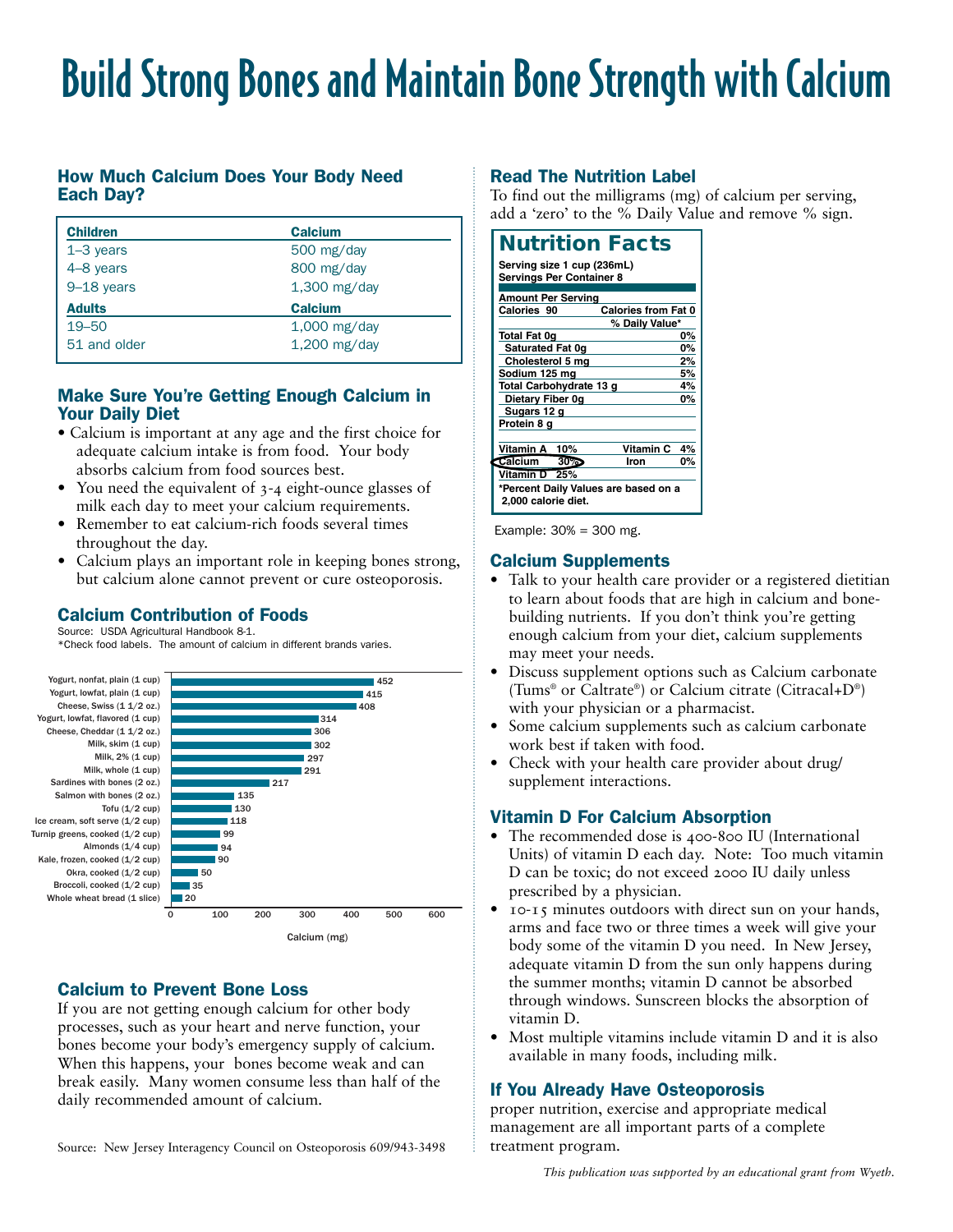# Build Strong Bones and Maintain Bone Strength with Calcium

## How Much Calcium Does Your Body Need Each Day?

| Children | Calcium |
|---|---|
| 1–3 years | 500 mg/day |
| 4–8 years | 800 mg/day |
| 9–18 years | 1,300 mg/day |
| **Adults** | **Calcium** |
| 19–50 | 1,000 mg/day |
| 51 and older | 1,200 mg/day |

## Make Sure You're Getting Enough Calcium in Your Daily Diet

- Calcium is important at any age and the first choice for adequate calcium intake is from food. Your body absorbs calcium from food sources best.
- You need the equivalent of 3-4 eight-ounce glasses of milk each day to meet your calcium requirements.
- Remember to eat calcium-rich foods several times throughout the day.
- Calcium plays an important role in keeping bones strong, but calcium alone cannot prevent or cure osteoporosis.

## Calcium Contribution of Foods

Source: USDA Agricultural Handbook 8-1.
*Check food labels. The amount of calcium in different brands varies.

Yogurt, nonfat, plain (1 cup) 452
Yogurt, lowfat, plain (1 cup) 415
Cheese, Swiss (1 1/2 oz.) 408
Yogurt, lowfat, flavored (1 cup) 314
Cheese, Cheddar (1 1/2 oz.) 306
Milk, skim (1 cup) 302
Milk, 2% (1 cup) 297
Milk, whole (1 cup) 291
Sardines with bones (2 oz.) 217
Salmon with bones (2 oz.) 135
Tofu (1/2 cup) 130
Ice cream, soft serve (1/2 cup) 118
Turnip greens, cooked (1/2 cup) 99
Almonds (1/4 cup) 94
Kale, frozen, cooked (1/2 cup) 90
Okra, cooked (1/2 cup) 50
Broccoli, cooked (1/2 cup) 35
Whole wheat bread (1 slice) 20

0 100 200 300 400 500 600
Calcium (mg)

## Calcium to Prevent Bone Loss

If you are not getting enough calcium for other body processes, such as your heart and nerve function, your bones become your body's emergency supply of calcium. When this happens, your bones become weak and can break easily. Many women consume less than half of the daily recommended amount of calcium.

Source: New Jersey Interagency Council on Osteoporosis 609/943-3498

## Read The Nutrition Label

To find out the milligrams (mg) of calcium per serving, add a 'zero' to the % Daily Value and remove % sign.

**Nutrition Facts**

Serving size 1 cup (236mL)
Servings Per Container 8

Amount Per Serving
Calories 90 | Calories from Fat 0

% Daily Value*

| | |
|---|---|
| Total Fat 0g | 0% |
| Saturated Fat 0g | 0% |
| Cholesterol 5 mg | 2% |
| Sodium 125 mg | 5% |
| Total Carbohydrate 13 g | 4% |
| Dietary Fiber 0g | 0% |
| Sugars 12 g | |
| Protein 8 g | |

| | | | |
|---|---|---|---|
| Vitamin A | 10% | Vitamin C | 4% |
| Calcium | 30% | Iron | 0% |
| Vitamin D | 25% | | |

*Percent Daily Values are based on a 2,000 calorie diet.

Example: 30% = 300 mg.

## Calcium Supplements

- Talk to your health care provider or a registered dietitian to learn about foods that are high in calcium and bone-building nutrients. If you don't think you're getting enough calcium from your diet, calcium supplements may meet your needs.
- Discuss supplement options such as Calcium carbonate (Tums® or Caltrate®) or Calcium citrate (Citracal+D®) with your physician or a pharmacist.
- Some calcium supplements such as calcium carbonate work best if taken with food.
- Check with your health care provider about drug/supplement interactions.

## Vitamin D For Calcium Absorption

- The recommended dose is 400-800 IU (International Units) of vitamin D each day. Note: Too much vitamin D can be toxic; do not exceed 2000 IU daily unless prescribed by a physician.
- 10-15 minutes outdoors with direct sun on your hands, arms and face two or three times a week will give your body some of the vitamin D you need. In New Jersey, adequate vitamin D from the sun only happens during the summer months; vitamin D cannot be absorbed through windows. Sunscreen blocks the absorption of vitamin D.
- Most multiple vitamins include vitamin D and it is also available in many foods, including milk.

## If You Already Have Osteoporosis

proper nutrition, exercise and appropriate medical management are all important parts of a complete treatment program.

*This publication was supported by an educational grant from Wyeth.*